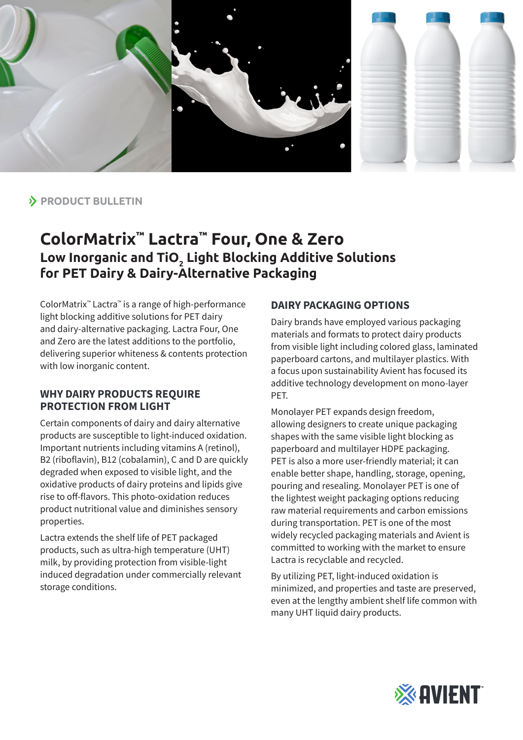PRODUCT BULLETIN

# ColorMatrix™ Lactra™ Four, One & Zero

## Low Inorganic and $TiO_2$ Light Blocking Additive Solutions for PET Dairy & Dairy-Alternative Packaging

ColorMatrix™ Lactra™ is a range of high-performance light blocking additive solutions for PET dairy and dairy-alternative packaging. Lactra Four, One and Zero are the latest additions to the portfolio, delivering superior whiteness & contents protection with low inorganic content.

### WHY DAIRY PRODUCTS REQUIRE PROTECTION FROM LIGHT

Certain components of dairy and dairy alternative products are susceptible to light-induced oxidation. Important nutrients including vitamins A (retinol), B2 (riboflavin), B12 (cobalamin), C and D are quickly degraded when exposed to visible light, and the oxidative products of dairy proteins and lipids give rise to off-flavors. This photo-oxidation reduces product nutritional value and diminishes sensory properties.

Lactra extends the shelf life of PET packaged products, such as ultra-high temperature (UHT) milk, by providing protection from visible-light induced degradation under commercially relevant storage conditions.

### DAIRY PACKAGING OPTIONS

Dairy brands have employed various packaging materials and formats to protect dairy products from visible light including colored glass, laminated paperboard cartons, and multilayer plastics. With a focus upon sustainability Avient has focused its additive technology development on mono-layer PET.

Monolayer PET expands design freedom, allowing designers to create unique packaging shapes with the same visible light blocking as paperboard and multilayer HDPE packaging. PET is also a more user-friendly material; it can enable better shape, handling, storage, opening, pouring and resealing. Monolayer PET is one of the lightest weight packaging options reducing raw material requirements and carbon emissions during transportation. PET is one of the most widely recycled packaging materials and Avient is committed to working with the market to ensure Lactra is recyclable and recycled.

By utilizing PET, light-induced oxidation is minimized, and properties and taste are preserved, even at the lengthy ambient shelf life common with many UHT liquid dairy products.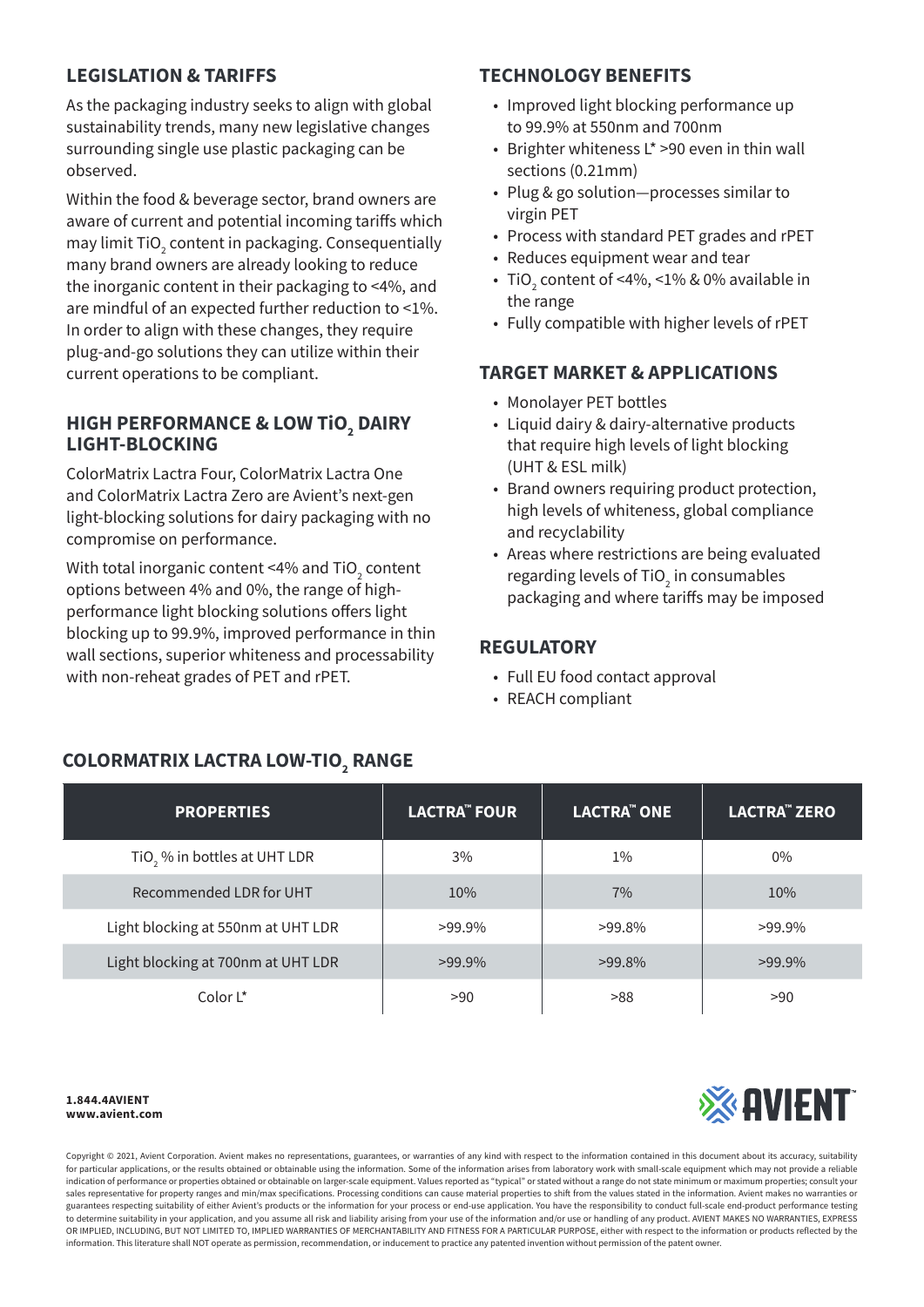## LEGISLATION & TARIFFS

As the packaging industry seeks to align with global sustainability trends, many new legislative changes surrounding single use plastic packaging can be observed.

Within the food & beverage sector, brand owners are aware of current and potential incoming tariffs which may limit $TiO_2$ content in packaging. Consequentially many brand owners are already looking to reduce the inorganic content in their packaging to <4%, and are mindful of an expected further reduction to <1%. In order to align with these changes, they require plug-and-go solutions they can utilize within their current operations to be compliant.

## HIGH PERFORMANCE & LOW $TiO_2$ DAIRY LIGHT-BLOCKING

ColorMatrix Lactra Four, ColorMatrix Lactra One and ColorMatrix Lactra Zero are Avient's next-gen light-blocking solutions for dairy packaging with no compromise on performance.

With total inorganic content <4% and $TiO_2$ content options between 4% and 0%, the range of high-performance light blocking solutions offers light blocking up to 99.9%, improved performance in thin wall sections, superior whiteness and processability with non-reheat grades of PET and rPET.

## TECHNOLOGY BENEFITS

- Improved light blocking performance up to 99.9% at 550nm and 700nm
- Brighter whiteness L* >90 even in thin wall sections (0.21mm)
- Plug & go solution—processes similar to virgin PET
- Process with standard PET grades and rPET
- Reduces equipment wear and tear
- $TiO_2$ content of <4%, <1% & 0% available in the range
- Fully compatible with higher levels of rPET

## TARGET MARKET & APPLICATIONS

- Monolayer PET bottles
- Liquid dairy & dairy-alternative products that require high levels of light blocking (UHT & ESL milk)
- Brand owners requiring product protection, high levels of whiteness, global compliance and recyclability
- Areas where restrictions are being evaluated regarding levels of $TiO_2$ in consumables packaging and where tariffs may be imposed

## REGULATORY

- Full EU food contact approval
- REACH compliant

## COLORMATRIX LACTRA LOW-$TIO_2$ RANGE

| PROPERTIES | LACTRA™ FOUR | LACTRA™ ONE | LACTRA™ ZERO |
|---|---|---|---|
| $TiO_2$ % in bottles at UHT LDR | 3% | 1% | 0% |
| Recommended LDR for UHT | 10% | 7% | 10% |
| Light blocking at 550nm at UHT LDR | >99.9% | >99.8% | >99.9% |
| Light blocking at 700nm at UHT LDR | >99.9% | >99.8% | >99.9% |
| Color L* | >90 | >88 | >90 |

**1.844.4AVIENT**
**www.avient.com**

AVIENT™

Copyright © 2021, Avient Corporation. Avient makes no representations, guarantees, or warranties of any kind with respect to the information contained in this document about its accuracy, suitability for particular applications, or the results obtained or obtainable using the information. Some of the information arises from laboratory work with small-scale equipment which may not provide a reliable indication of performance or properties obtained or obtainable on larger-scale equipment. Values reported as "typical" or stated without a range do not state minimum or maximum properties; consult your sales representative for property ranges and min/max specifications. Processing conditions can cause material properties to shift from the values stated in the information. Avient makes no warranties or guarantees respecting suitability of either Avient's products or the information for your process or end-use application. You have the responsibility to conduct full-scale end-product performance testing to determine suitability in your application, and you assume all risk and liability arising from your use of the information and/or use or handling of any product. AVIENT MAKES NO WARRANTIES, EXPRESS OR IMPLIED, INCLUDING, BUT NOT LIMITED TO, IMPLIED WARRANTIES OF MERCHANTABILITY AND FITNESS FOR A PARTICULAR PURPOSE, either with respect to the information or products reflected by the information. This literature shall NOT operate as permission, recommendation, or inducement to practice any patented invention without permission of the patent owner.